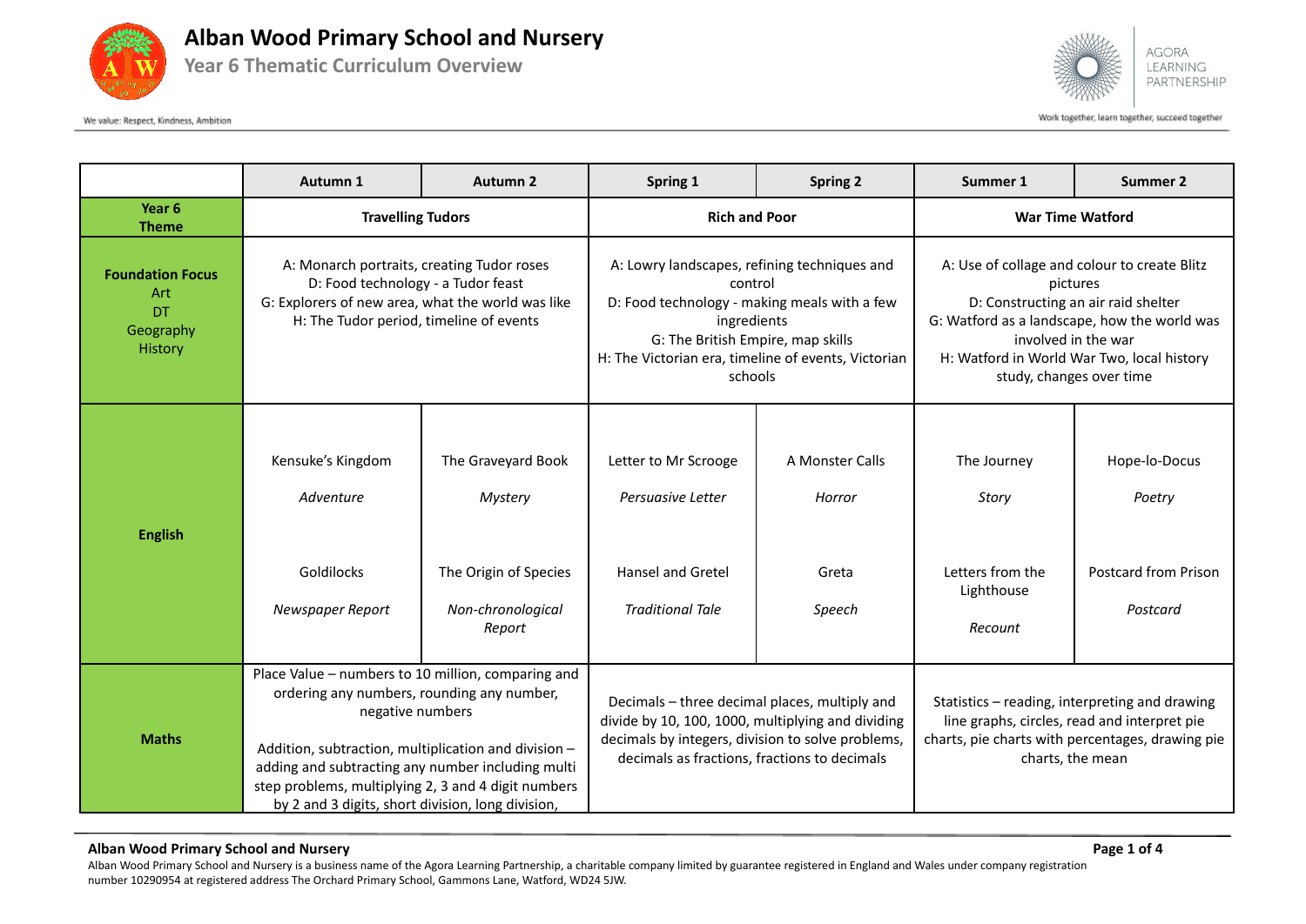# Alban Wood Primary School and Nursery

## Year 6 Thematic Curriculum Overview

We value: Respect, Kindness, Ambition

AGORA LEARNING PARTNERSHIP

Work together, learn together, succeed together

| | Autumn 1 | Autumn 2 | Spring 1 | Spring 2 | Summer 1 | Summer 2 |
|---|---|---|---|---|---|---|
| **Year 6 Theme** | **Travelling Tudors** | | **Rich and Poor** | | **War Time Watford** | |
| **Foundation Focus** Art DT Geography History | A: Monarch portraits, creating Tudor roses<br>D: Food technology - a Tudor feast<br>G: Explorers of new area, what the world was like<br>H: The Tudor period, timeline of events | | A: Lowry landscapes, refining techniques and control<br>D: Food technology - making meals with a few ingredients<br>G: The British Empire, map skills<br>H: The Victorian era, timeline of events, Victorian schools | | A: Use of collage and colour to create Blitz pictures<br>D: Constructing an air raid shelter<br>G: Watford as a landscape, how the world was involved in the war<br>H: Watford in World War Two, local history study, changes over time | |
| **English** | Kensuke's Kingdom<br>*Adventure*<br><br>Goldilocks<br>*Newspaper Report* | The Graveyard Book<br>*Mystery*<br><br>The Origin of Species<br>*Non-chronological Report* | Letter to Mr Scrooge<br>*Persuasive Letter*<br><br>Hansel and Gretel<br>*Traditional Tale* | A Monster Calls<br>*Horror*<br><br>Greta<br>*Speech* | The Journey<br>*Story*<br><br>Letters from the Lighthouse<br>*Recount* | Hope-lo-Docus<br>*Poetry*<br><br>Postcard from Prison<br>*Postcard* |
| **Maths** | Place Value – numbers to 10 million, comparing and ordering any numbers, rounding any number, negative numbers<br><br>Addition, subtraction, multiplication and division – adding and subtracting any number including multi step problems, multiplying 2, 3 and 4 digit numbers by 2 and 3 digits, short division, long division, | | Decimals – three decimal places, multiply and divide by 10, 100, 1000, multiplying and dividing decimals by integers, division to solve problems, decimals as fractions, fractions to decimals | | Statistics – reading, interpreting and drawing line graphs, circles, read and interpret pie charts, pie charts with percentages, drawing pie charts, the mean | |

**Alban Wood Primary School and Nursery**

Alban Wood Primary School and Nursery is a business name of the Agora Learning Partnership, a charitable company limited by guarantee registered in England and Wales under company registration number 10290954 at registered address The Orchard Primary School, Gammons Lane, Watford, WD24 5JW.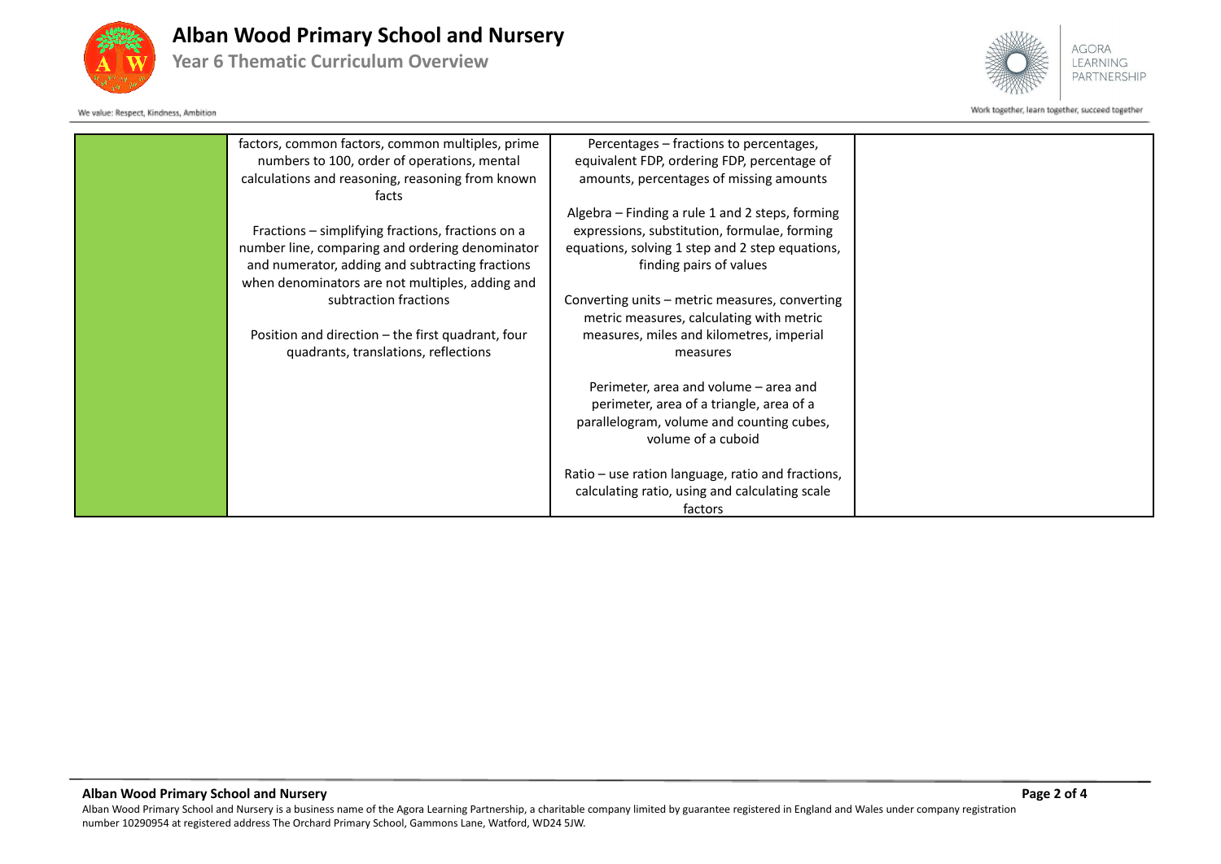| | | | |
|---|---|---|---|
| | factors, common factors, common multiples, prime numbers to 100, order of operations, mental calculations and reasoning, reasoning from known facts<br><br>Fractions – simplifying fractions, fractions on a number line, comparing and ordering denominator and numerator, adding and subtracting fractions when denominators are not multiples, adding and subtraction fractions<br><br>Position and direction – the first quadrant, four quadrants, translations, reflections | Percentages – fractions to percentages, equivalent FDP, ordering FDP, percentage of amounts, percentages of missing amounts<br><br>Algebra – Finding a rule 1 and 2 steps, forming expressions, substitution, formulae, forming equations, solving 1 step and 2 step equations, finding pairs of values<br><br>Converting units – metric measures, converting metric measures, calculating with metric measures, miles and kilometres, imperial measures<br><br>Perimeter, area and volume – area and perimeter, area of a triangle, area of a parallelogram, volume and counting cubes, volume of a cuboid<br><br>Ratio – use ration language, ratio and fractions, calculating ratio, using and calculating scale factors | |

**Alban Wood Primary School and Nursery**

Alban Wood Primary School and Nursery is a business name of the Agora Learning Partnership, a charitable company limited by guarantee registered in England and Wales under company registration number 10290954 at registered address The Orchard Primary School, Gammons Lane, Watford, WD24 5JW.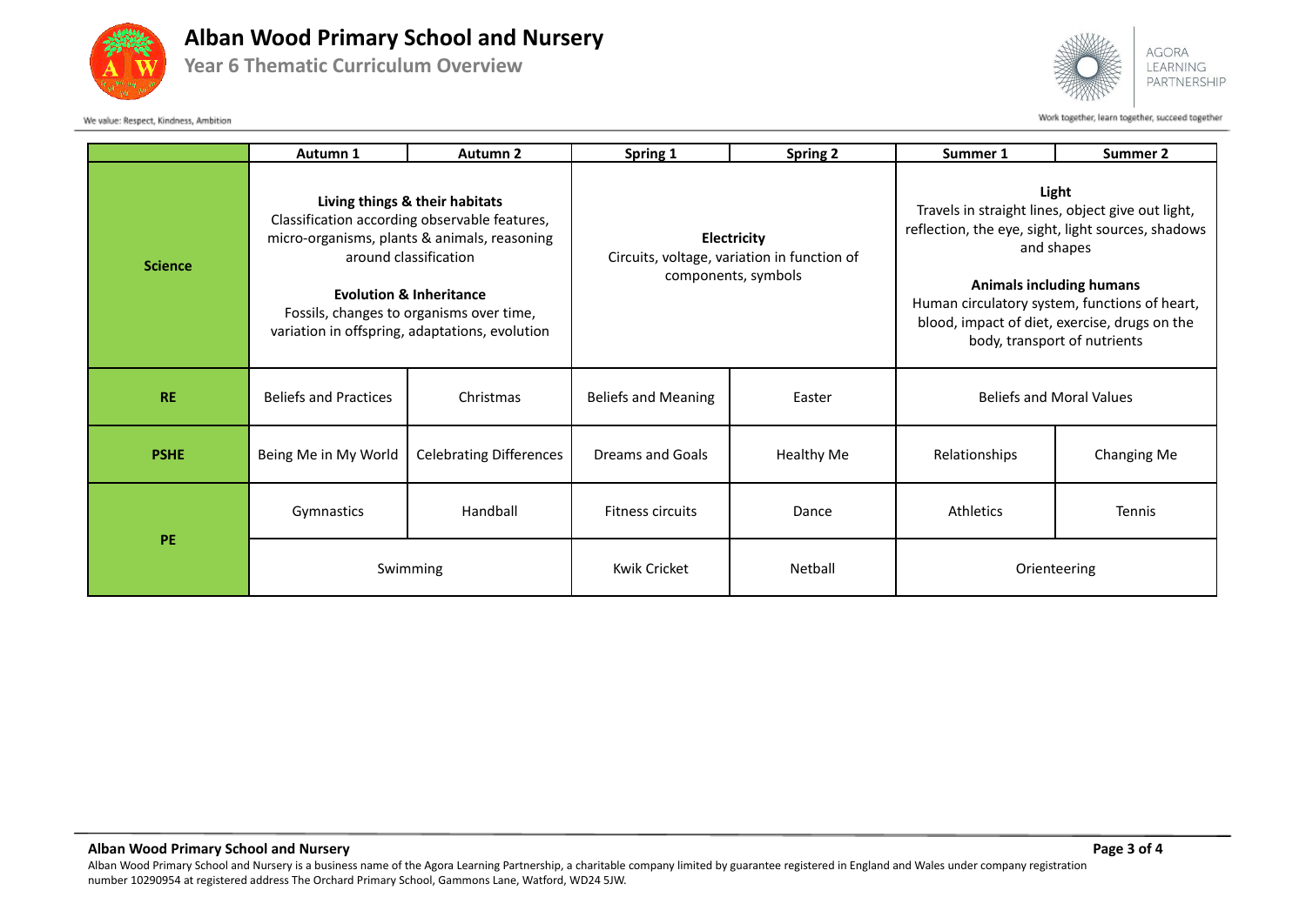# Alban Wood Primary School and Nursery

## Year 6 Thematic Curriculum Overview

We value: Respect, Kindness, Ambition

AGORA LEARNING PARTNERSHIP

Work together, learn together, succeed together

| | Autumn 1 | Autumn 2 | Spring 1 | Spring 2 | Summer 1 | Summer 2 |
|---|---|---|---|---|---|---|
| **Science** | **Living things & their habitats** Classification according observable features, micro-organisms, plants & animals, reasoning around classification **Evolution & Inheritance** Fossils, changes to organisms over time, variation in offspring, adaptations, evolution | | **Electricity** Circuits, voltage, variation in function of components, symbols | | **Light** Travels in straight lines, object give out light, reflection, the eye, sight, light sources, shadows and shapes **Animals including humans** Human circulatory system, functions of heart, blood, impact of diet, exercise, drugs on the body, transport of nutrients | |
| **RE** | Beliefs and Practices | Christmas | Beliefs and Meaning | Easter | Beliefs and Moral Values | |
| **PSHE** | Being Me in My World | Celebrating Differences | Dreams and Goals | Healthy Me | Relationships | Changing Me |
| **PE** | Gymnastics | Handball | Fitness circuits | Dance | Athletics | Tennis |
| | Swimming | | Kwik Cricket | Netball | Orienteering | |

**Alban Wood Primary School and Nursery**

Alban Wood Primary School and Nursery is a business name of the Agora Learning Partnership, a charitable company limited by guarantee registered in England and Wales under company registration number 10290954 at registered address The Orchard Primary School, Gammons Lane, Watford, WD24 5JW.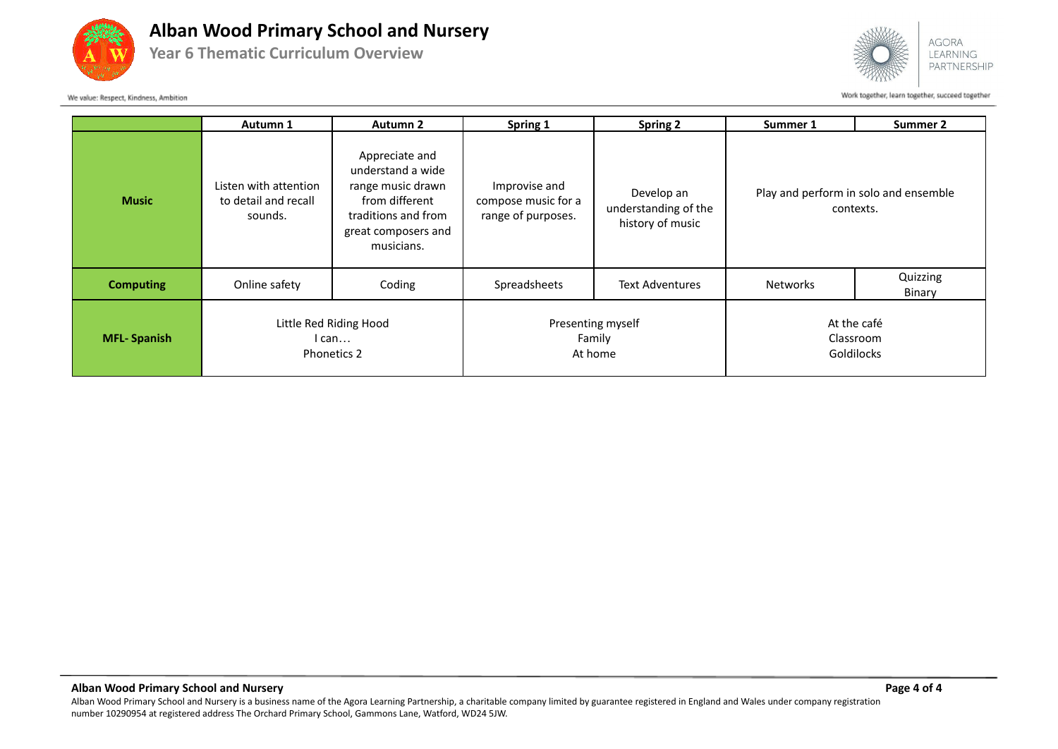| | Autumn 1 | Autumn 2 | Spring 1 | Spring 2 | Summer 1 | Summer 2 |
|---|---|---|---|---|---|---|
| **Music** | Listen with attention to detail and recall sounds. | Appreciate and understand a wide range music drawn from different traditions and from great composers and musicians. | Improvise and compose music for a range of purposes. | Develop an understanding of the history of music | Play and perform in solo and ensemble contexts. | |
| **Computing** | Online safety | Coding | Spreadsheets | Text Adventures | Networks | Quizzing Binary |
| **MFL- Spanish** | Little Red Riding Hood<br>I can…<br>Phonetics 2 | | Presenting myself<br>Family<br>At home | | At the café<br>Classroom<br>Goldilocks | |

**Alban Wood Primary School and Nursery**

Alban Wood Primary School and Nursery is a business name of the Agora Learning Partnership, a charitable company limited by guarantee registered in England and Wales under company registration number 10290954 at registered address The Orchard Primary School, Gammons Lane, Watford, WD24 5JW.